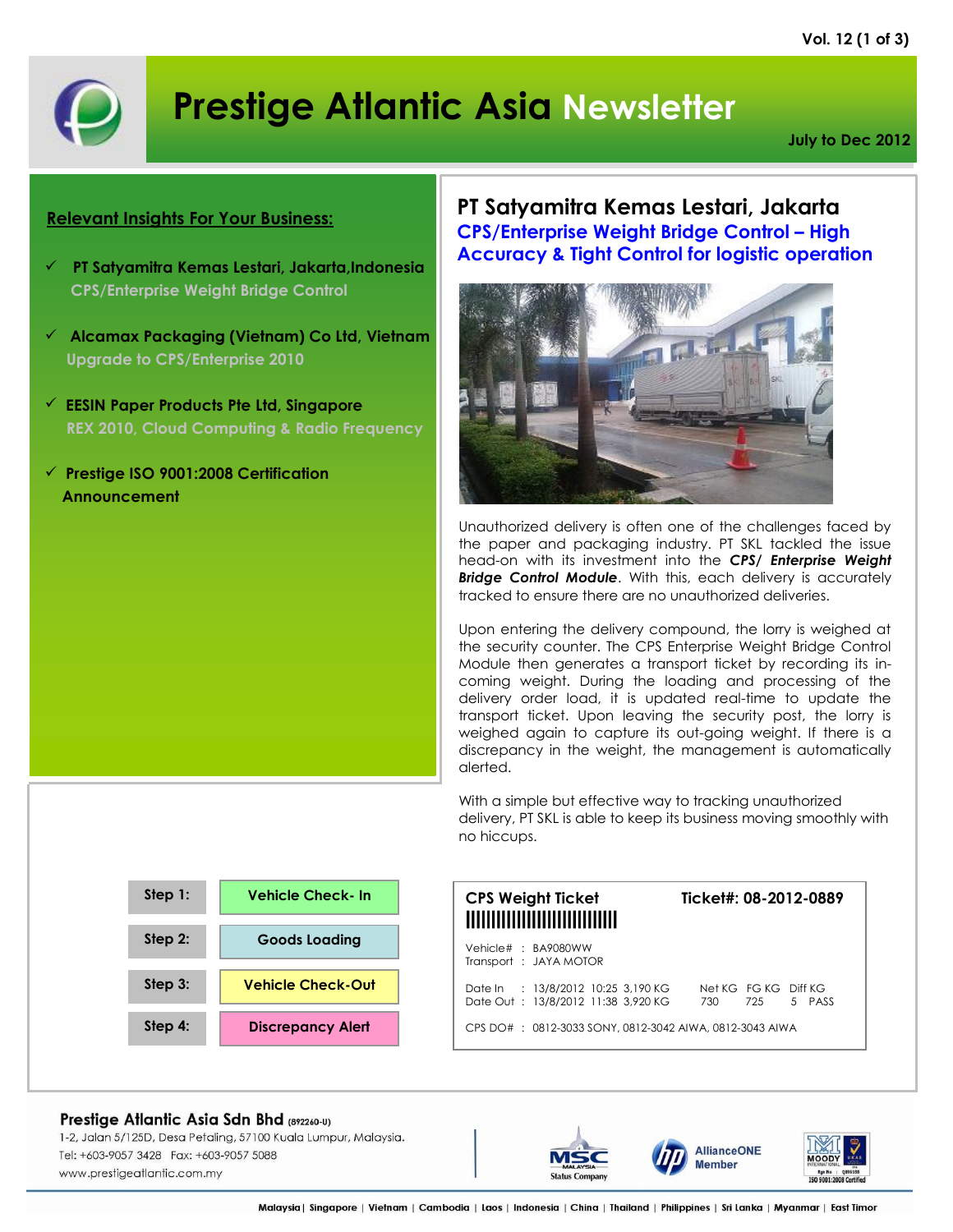// Prestige Atlantic Asia Newsletter

# Prestige Atlantic Asia Newsletter

July to Dec 2012

## Relevant Insights For Your Business:

- **PT Satyamitra Kemas Lestari, Jakarta,Indonesia**
  CPS/Enterprise Weight Bridge Control
- **Alcamax Packaging (Vietnam) Co Ltd, Vietnam**
  Upgrade to CPS/Enterprise 2010
- **EESIN Paper Products Pte Ltd, Singapore**
  REX 2010, Cloud Computing & Radio Frequency
- **Prestige ISO 9001:2008 Certification Announcement**

## PT Satyamitra Kemas Lestari, Jakarta

### CPS/Enterprise Weight Bridge Control – High Accuracy & Tight Control for logistic operation

Unauthorized delivery is often one of the challenges faced by the paper and packaging industry. PT SKL tackled the issue head-on with its investment into the ***CPS/ Enterprise Weight Bridge Control Module***. With this, each delivery is accurately tracked to ensure there are no unauthorized deliveries.

Upon entering the delivery compound, the lorry is weighed at the security counter. The CPS Enterprise Weight Bridge Control Module then generates a transport ticket by recording its in-coming weight. During the loading and processing of the delivery order load, it is updated real-time to update the transport ticket. Upon leaving the security post, the lorry is weighed again to capture its out-going weight. If there is a discrepancy in the weight, the management is automatically alerted.

With a simple but effective way to tracking unauthorized delivery, PT SKL is able to keep its business moving smoothly with no hiccups.

| Step | Description |
|---|---|
| Step 1: | Vehicle Check- In |
| Step 2: | Goods Loading |
| Step 3: | Vehicle Check-Out |
| Step 4: | Discrepancy Alert |

**CPS Weight Ticket** — **Ticket#: 08-2012-0889**

Vehicle# : BA9080WW
Transport : JAYA MOTOR

| | Date | Time | Weight | Net KG | FG KG | Diff KG | |
|---|---|---|---|---|---|---|---|
| Date In | 13/8/2012 | 10:25 | 3,190 KG | 730 | 725 | 5 | PASS |
| Date Out | 13/8/2012 | 11:38 | 3,920 KG | | | | |

CPS DO# : 0812-3033 SONY, 0812-3042 AIWA, 0812-3043 AIWA

**Prestige Atlantic Asia Sdn Bhd** (892260-U)
1-2, Jalan 5/125D, Desa Petaling, 57100 Kuala Lumpur, Malaysia.
Tel: +603-9057 3428 Fax: +603-9057 5088
www.prestigeatlantic.com.my

MSC Malaysia Status Company | HP AllianceONE Member | ISO 9001:2008 Certified

Malaysia | Singapore | Vietnam | Cambodia | Laos | Indonesia | China | Thailand | Philippines | Sri Lanka | Myanmar | East Timor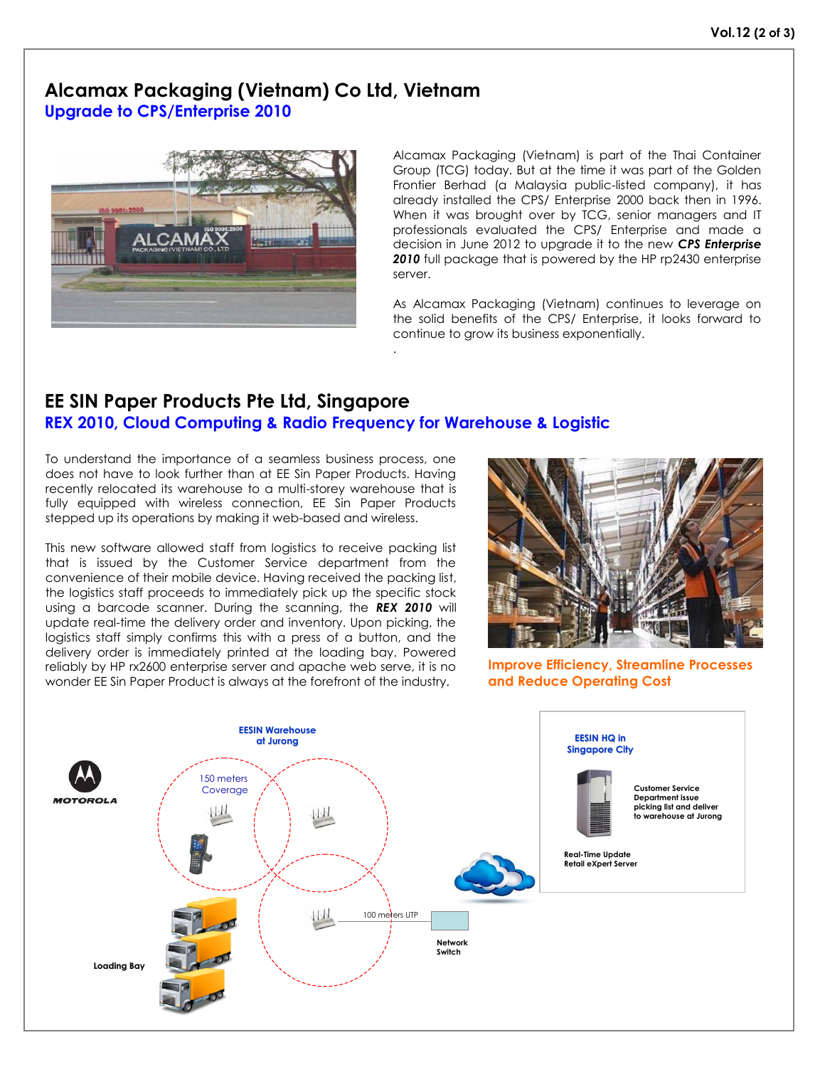# Alcamax Packaging (Vietnam) Co Ltd, Vietnam

## Upgrade to CPS/Enterprise 2010

Alcamax Packaging (Vietnam) is part of the Thai Container Group (TCG) today. But at the time it was part of the Golden Frontier Berhad (a Malaysia public-listed company), it has already installed the CPS/ Enterprise 2000 back then in 1996. When it was brought over by TCG, senior managers and IT professionals evaluated the CPS/ Enterprise and made a decision in June 2012 to upgrade it to the new ***CPS Enterprise 2010*** full package that is powered by the HP rp2430 enterprise server.

As Alcamax Packaging (Vietnam) continues to leverage on the solid benefits of the CPS/ Enterprise, it looks forward to continue to grow its business exponentially.

# EE SIN Paper Products Pte Ltd, Singapore

## REX 2010, Cloud Computing & Radio Frequency for Warehouse & Logistic

To understand the importance of a seamless business process, one does not have to look further than at EE Sin Paper Products. Having recently relocated its warehouse to a multi-storey warehouse that is fully equipped with wireless connection, EE Sin Paper Products stepped up its operations by making it web-based and wireless.

This new software allowed staff from logistics to receive packing list that is issued by the Customer Service department from the convenience of their mobile device. Having received the packing list, the logistics staff proceeds to immediately pick up the specific stock using a barcode scanner. During the scanning, the ***REX 2010*** will update real-time the delivery order and inventory. Upon picking, the logistics staff simply confirms this with a press of a button, and the delivery order is immediately printed at the loading bay. Powered reliably by HP rx2600 enterprise server and apache web serve, it is no wonder EE Sin Paper Product is always at the forefront of the industry.

**Improve Efficiency, Streamline Processes and Reduce Operating Cost**

**EESIN Warehouse at Jurong**

150 meters Coverage

MOTOROLA

100 meters UTP

**Network Switch**

**Loading Bay**

**EESIN HQ in Singapore City**

**Customer Service Department issue picking list and deliver to warehouse at Jurong**

**Real-Time Update Retail eXpert Server**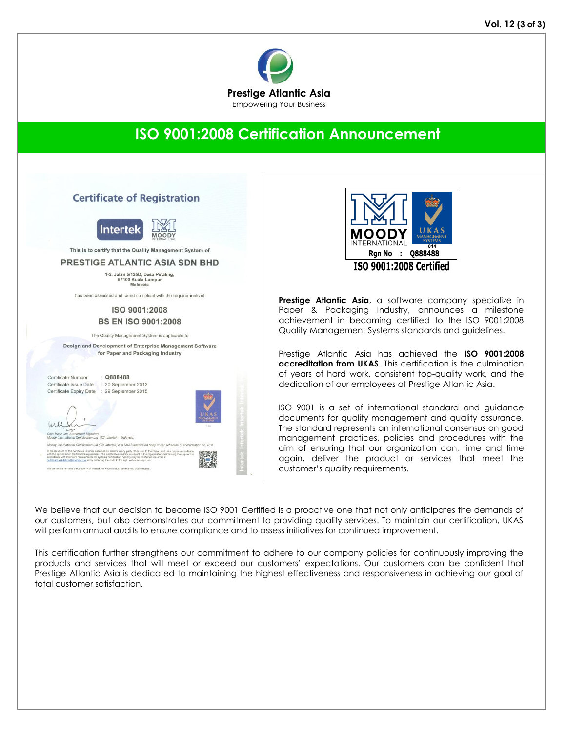**Prestige Atlantic Asia**

Empowering Your Business

# ISO 9001:2008 Certification Announcement

## Certificate of Registration

Intertek | MOODY INTERNATIONAL

This is to certify that the Quality Management System of

**PRESTIGE ATLANTIC ASIA SDN BHD**

1-2, Jalan 5/125D, Desa Petaling,
57100 Kuala Lumpur,
Malaysia

has been assessed and found compliant with the requirements of

**ISO 9001:2008**
**BS EN ISO 9001:2008**

The Quality Management System is applicable to

Design and Development of Enterprise Management Software for Paper and Packaging Industry

| | |
|---|---|
| Certificate Number | : Q888488 |
| Certificate Issue Date | : 30 September 2012 |
| Certificate Expiry Date | : 29 September 2015 |

Chio Miew Lim, Authorized Signature
Moody International Certification Ltd (T/A Intertek – Malaysia)

Moody International Certification Ltd (T/A Intertek) is a UKAS accredited body under schedule of accreditation no. 014.

The certificate remains the property of Intertek, to whom it must be returned upon request.

MOODY INTERNATIONAL | UKAS MANAGEMENT SYSTEMS 014

Rgn No : Q888488

**ISO 9001:2008 Certified**

**Prestige Atlantic Asia**, a software company specialize in Paper & Packaging Industry, announces a milestone achievement in becoming certified to the ISO 9001:2008 Quality Management Systems standards and guidelines.

Prestige Atlantic Asia has achieved the **ISO 9001:2008 accreditation from UKAS**. This certification is the culmination of years of hard work, consistent top-quality work, and the dedication of our employees at Prestige Atlantic Asia.

ISO 9001 is a set of international standard and guidance documents for quality management and quality assurance. The standard represents an international consensus on good management practices, policies and procedures with the aim of ensuring that our organization can, time and time again, deliver the product or services that meet the customer's quality requirements.

We believe that our decision to become ISO 9001 Certified is a proactive one that not only anticipates the demands of our customers, but also demonstrates our commitment to providing quality services. To maintain our certification, UKAS will perform annual audits to ensure compliance and to assess initiatives for continued improvement.

This certification further strengthens our commitment to adhere to our company policies for continuously improving the products and services that will meet or exceed our customers' expectations. Our customers can be confident that Prestige Atlantic Asia is dedicated to maintaining the highest effectiveness and responsiveness in achieving our goal of total customer satisfaction.